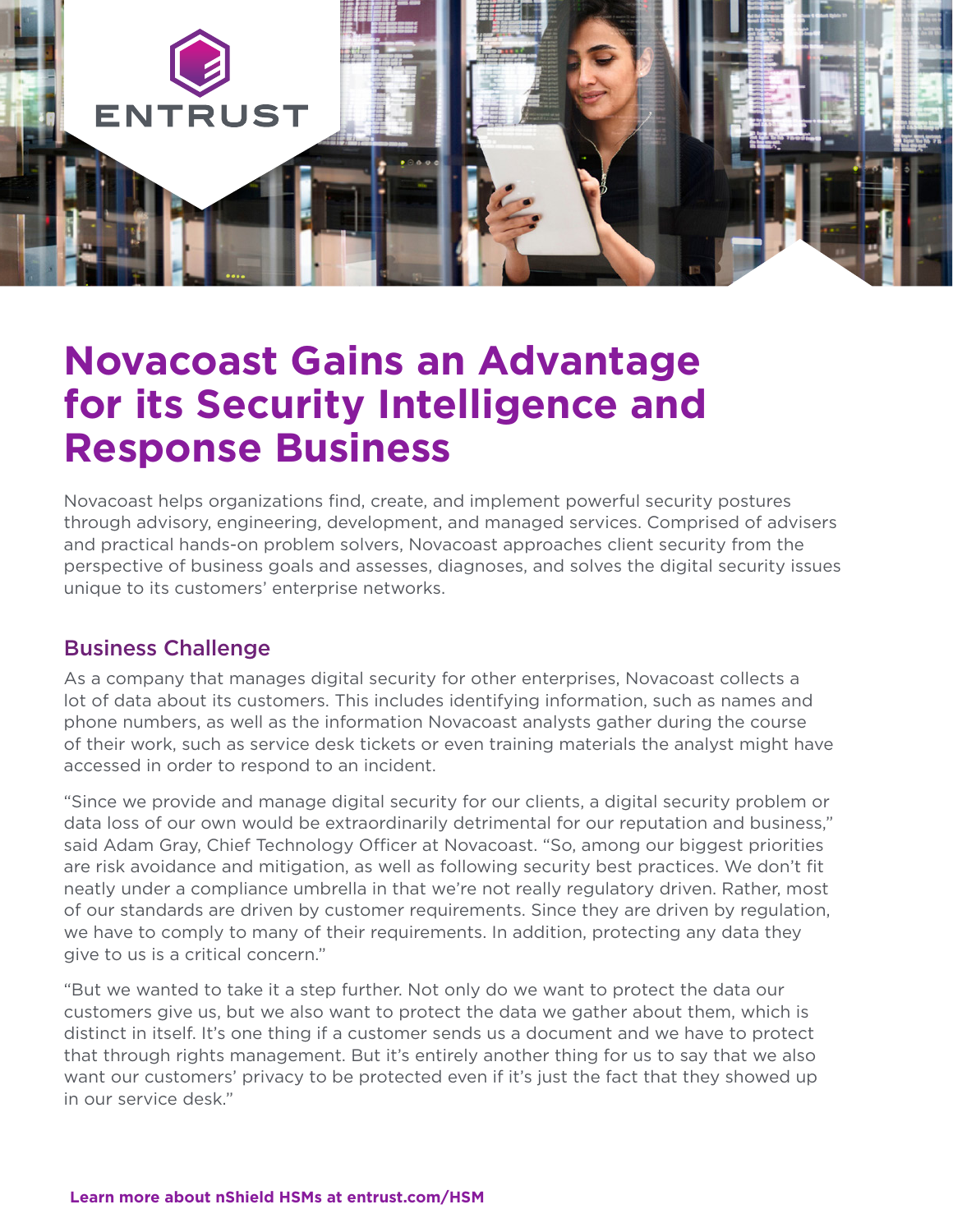# Novacoast Gains an Advantage for its Security Intelligence and Response Business

Novacoast helps organizations find, create, and implement powerful security postures through advisory, engineering, development, and managed services. Comprised of advisers and practical hands-on problem solvers, Novacoast approaches client security from the perspective of business goals and assesses, diagnoses, and solves the digital security issues unique to its customers' enterprise networks.

## Business Challenge

As a company that manages digital security for other enterprises, Novacoast collects a lot of data about its customers. This includes identifying information, such as names and phone numbers, as well as the information Novacoast analysts gather during the course of their work, such as service desk tickets or even training materials the analyst might have accessed in order to respond to an incident.

"Since we provide and manage digital security for our clients, a digital security problem or data loss of our own would be extraordinarily detrimental for our reputation and business," said Adam Gray, Chief Technology Officer at Novacoast. "So, among our biggest priorities are risk avoidance and mitigation, as well as following security best practices. We don't fit neatly under a compliance umbrella in that we're not really regulatory driven. Rather, most of our standards are driven by customer requirements. Since they are driven by regulation, we have to comply to many of their requirements. In addition, protecting any data they give to us is a critical concern."

"But we wanted to take it a step further. Not only do we want to protect the data our customers give us, but we also want to protect the data we gather about them, which is distinct in itself. It's one thing if a customer sends us a document and we have to protect that through rights management. But it's entirely another thing for us to say that we also want our customers' privacy to be protected even if it's just the fact that they showed up in our service desk."

**Learn more about nShield HSMs at entrust.com/HSM**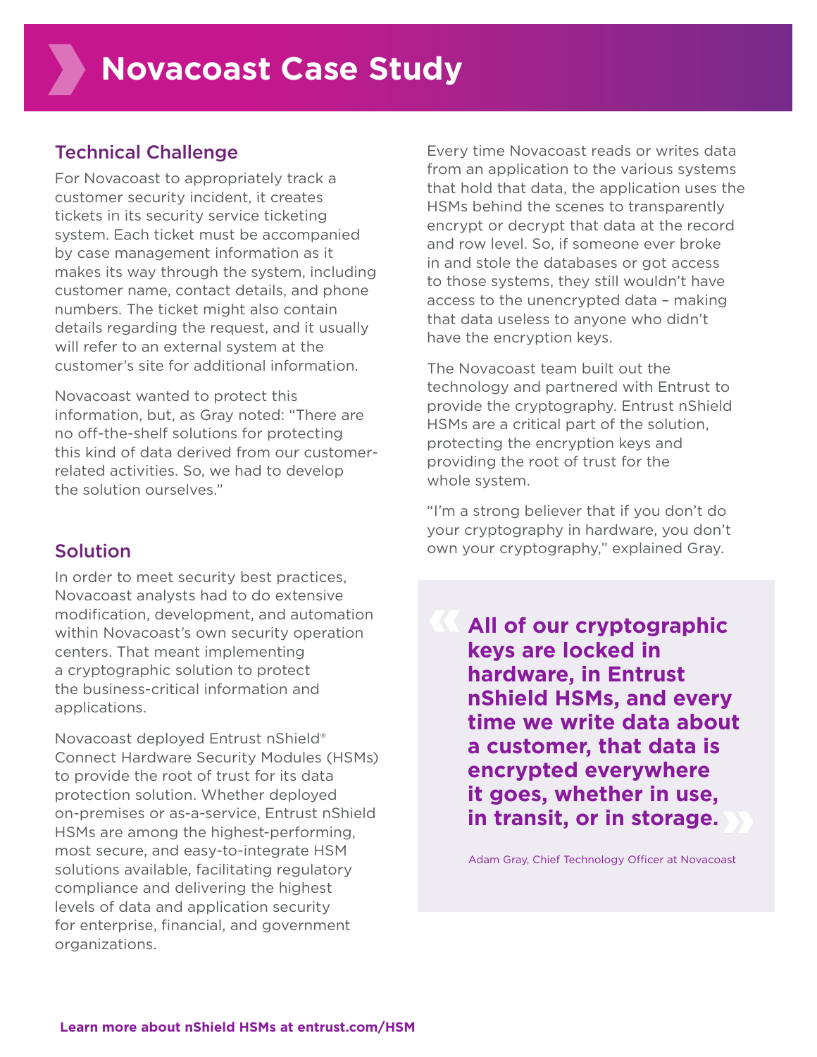# Novacoast Case Study

## Technical Challenge

For Novacoast to appropriately track a customer security incident, it creates tickets in its security service ticketing system. Each ticket must be accompanied by case management information as it makes its way through the system, including customer name, contact details, and phone numbers. The ticket might also contain details regarding the request, and it usually will refer to an external system at the customer's site for additional information.

Novacoast wanted to protect this information, but, as Gray noted: "There are no off-the-shelf solutions for protecting this kind of data derived from our customer-related activities. So, we had to develop the solution ourselves."

## Solution

In order to meet security best practices, Novacoast analysts had to do extensive modification, development, and automation within Novacoast's own security operation centers. That meant implementing a cryptographic solution to protect the business-critical information and applications.

Novacoast deployed Entrust nShield® Connect Hardware Security Modules (HSMs) to provide the root of trust for its data protection solution. Whether deployed on-premises or as-a-service, Entrust nShield HSMs are among the highest-performing, most secure, and easy-to-integrate HSM solutions available, facilitating regulatory compliance and delivering the highest levels of data and application security for enterprise, financial, and government organizations.

Every time Novacoast reads or writes data from an application to the various systems that hold that data, the application uses the HSMs behind the scenes to transparently encrypt or decrypt that data at the record and row level. So, if someone ever broke in and stole the databases or got access to those systems, they still wouldn't have access to the unencrypted data – making that data useless to anyone who didn't have the encryption keys.

The Novacoast team built out the technology and partnered with Entrust to provide the cryptography. Entrust nShield HSMs are a critical part of the solution, protecting the encryption keys and providing the root of trust for the whole system.

"I'm a strong believer that if you don't do your cryptography in hardware, you don't own your cryptography," explained Gray.

> **All of our cryptographic keys are locked in hardware, in Entrust nShield HSMs, and every time we write data about a customer, that data is encrypted everywhere it goes, whether in use, in transit, or in storage.**
>
> Adam Gray, Chief Technology Officer at Novacoast

**Learn more about nShield HSMs at entrust.com/HSM**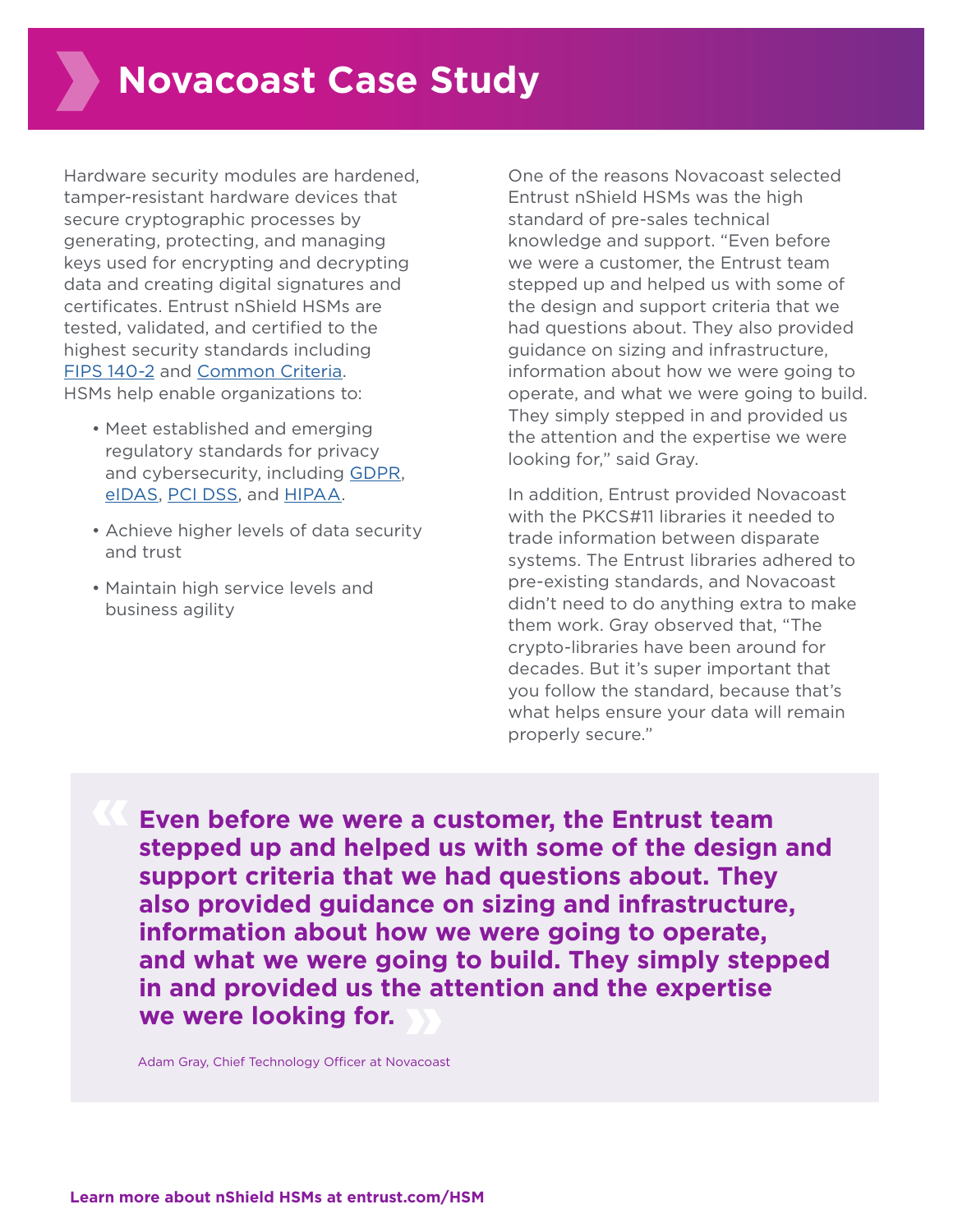# Novacoast Case Study

Hardware security modules are hardened, tamper-resistant hardware devices that secure cryptographic processes by generating, protecting, and managing keys used for encrypting and decrypting data and creating digital signatures and certificates. Entrust nShield HSMs are tested, validated, and certified to the highest security standards including [FIPS 140-2](#) and [Common Criteria](#). HSMs help enable organizations to:

- Meet established and emerging regulatory standards for privacy and cybersecurity, including [GDPR](#), [eIDAS](#), [PCI DSS](#), and [HIPAA](#).
- Achieve higher levels of data security and trust
- Maintain high service levels and business agility

One of the reasons Novacoast selected Entrust nShield HSMs was the high standard of pre-sales technical knowledge and support. "Even before we were a customer, the Entrust team stepped up and helped us with some of the design and support criteria that we had questions about. They also provided guidance on sizing and infrastructure, information about how we were going to operate, and what we were going to build. They simply stepped in and provided us the attention and the expertise we were looking for," said Gray.

In addition, Entrust provided Novacoast with the PKCS#11 libraries it needed to trade information between disparate systems. The Entrust libraries adhered to pre-existing standards, and Novacoast didn't need to do anything extra to make them work. Gray observed that, "The crypto-libraries have been around for decades. But it's super important that you follow the standard, because that's what helps ensure your data will remain properly secure."

> **Even before we were a customer, the Entrust team stepped up and helped us with some of the design and support criteria that we had questions about. They also provided guidance on sizing and infrastructure, information about how we were going to operate, and what we were going to build. They simply stepped in and provided us the attention and the expertise we were looking for.**
>
> Adam Gray, Chief Technology Officer at Novacoast

**Learn more about nShield HSMs at entrust.com/HSM**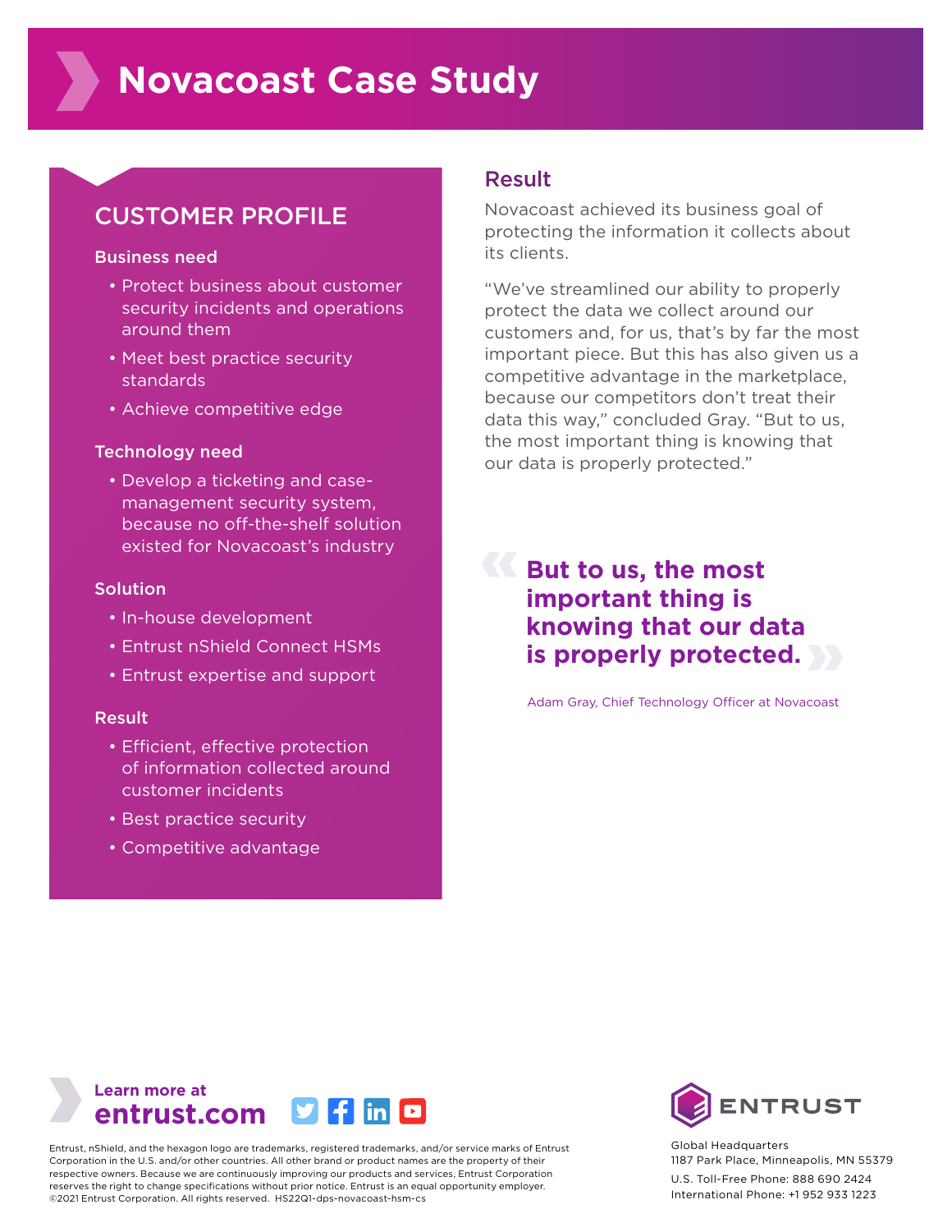# Novacoast Case Study

## CUSTOMER PROFILE

### Business need

- Protect business about customer security incidents and operations around them
- Meet best practice security standards
- Achieve competitive edge

### Technology need

- Develop a ticketing and case-management security system, because no off-the-shelf solution existed for Novacoast's industry

### Solution

- In-house development
- Entrust nShield Connect HSMs
- Entrust expertise and support

### Result

- Efficient, effective protection of information collected around customer incidents
- Best practice security
- Competitive advantage

## Result

Novacoast achieved its business goal of protecting the information it collects about its clients.

"We've streamlined our ability to properly protect the data we collect around our customers and, for us, that's by far the most important piece. But this has also given us a competitive advantage in the marketplace, because our competitors don't treat their data this way," concluded Gray. "But to us, the most important thing is knowing that our data is properly protected."

> **But to us, the most important thing is knowing that our data is properly protected.**
>
> Adam Gray, Chief Technology Officer at Novacoast

**Learn more at**
**entrust.com**

Entrust, nShield, and the hexagon logo are trademarks, registered trademarks, and/or service marks of Entrust Corporation in the U.S. and/or other countries. All other brand or product names are the property of their respective owners. Because we are continuously improving our products and services, Entrust Corporation reserves the right to change specifications without prior notice. Entrust is an equal opportunity employer. ©2021 Entrust Corporation. All rights reserved. HS22Q1-dps-novacoast-hsm-cs

ENTRUST

Global Headquarters
1187 Park Place, Minneapolis, MN 55379

U.S. Toll-Free Phone: 888 690 2424
International Phone: +1 952 933 1223